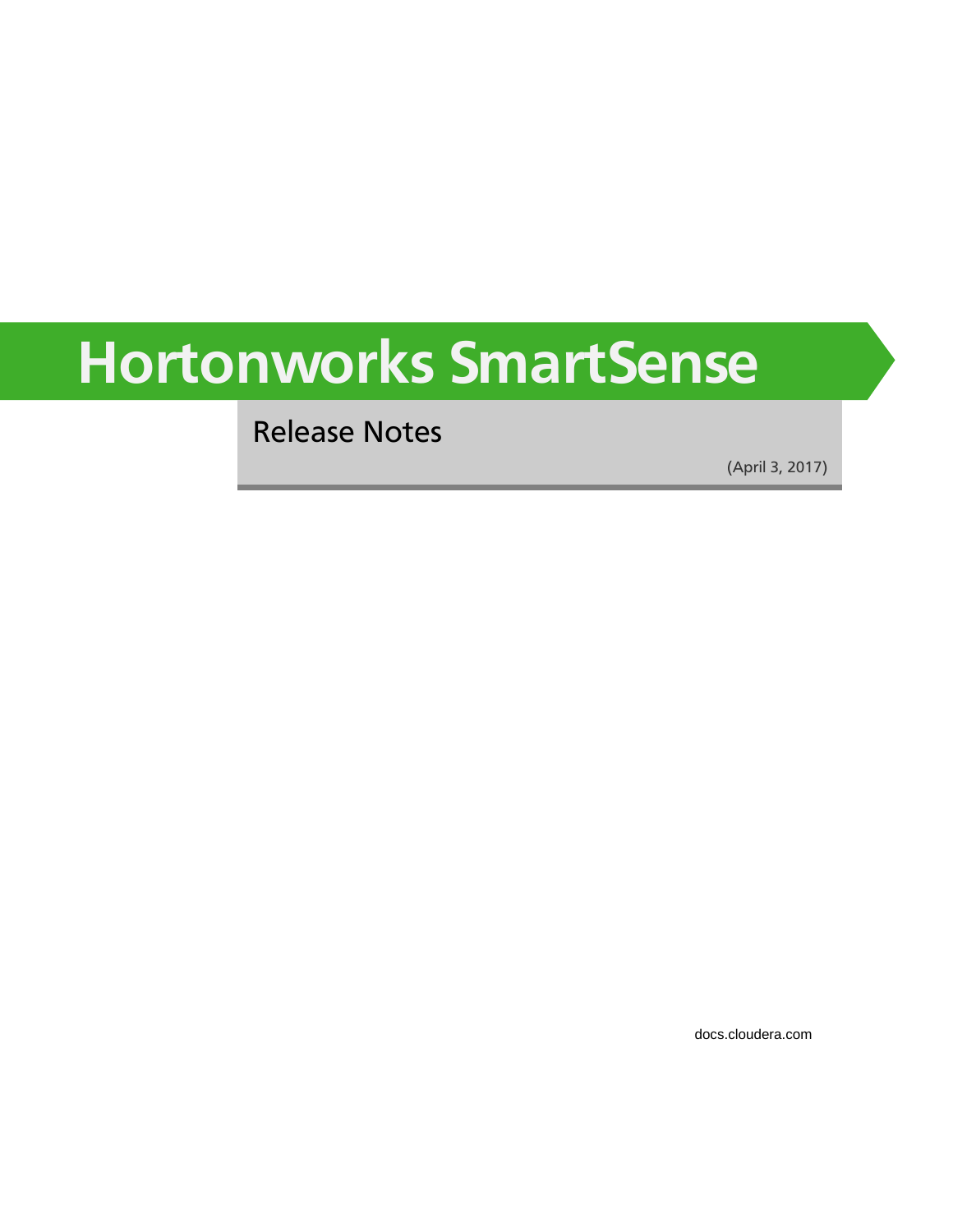# Hortonworks SmartSense

## Release Notes

(April 3, 2017)

docs.cloudera.com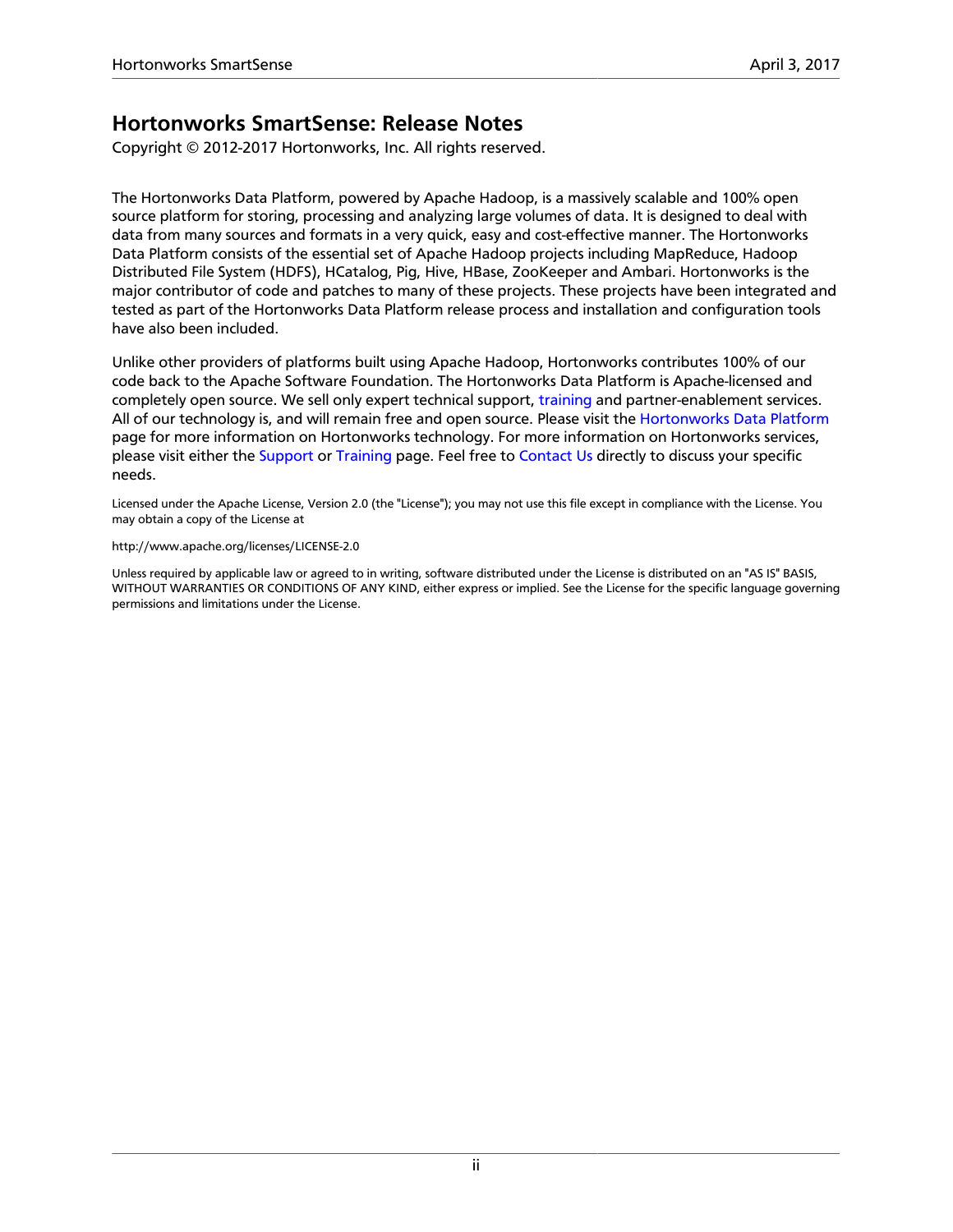# Hortonworks SmartSense: Release Notes

Copyright © 2012-2017 Hortonworks, Inc. All rights reserved.

The Hortonworks Data Platform, powered by Apache Hadoop, is a massively scalable and 100% open source platform for storing, processing and analyzing large volumes of data. It is designed to deal with data from many sources and formats in a very quick, easy and cost-effective manner. The Hortonworks Data Platform consists of the essential set of Apache Hadoop projects including MapReduce, Hadoop Distributed File System (HDFS), HCatalog, Pig, Hive, HBase, ZooKeeper and Ambari. Hortonworks is the major contributor of code and patches to many of these projects. These projects have been integrated and tested as part of the Hortonworks Data Platform release process and installation and configuration tools have also been included.

Unlike other providers of platforms built using Apache Hadoop, Hortonworks contributes 100% of our code back to the Apache Software Foundation. The Hortonworks Data Platform is Apache-licensed and completely open source. We sell only expert technical support, training and partner-enablement services. All of our technology is, and will remain free and open source. Please visit the Hortonworks Data Platform page for more information on Hortonworks technology. For more information on Hortonworks services, please visit either the Support or Training page. Feel free to Contact Us directly to discuss your specific needs.

Licensed under the Apache License, Version 2.0 (the "License"); you may not use this file except in compliance with the License. You may obtain a copy of the License at

http://www.apache.org/licenses/LICENSE-2.0

Unless required by applicable law or agreed to in writing, software distributed under the License is distributed on an "AS IS" BASIS, WITHOUT WARRANTIES OR CONDITIONS OF ANY KIND, either express or implied. See the License for the specific language governing permissions and limitations under the License.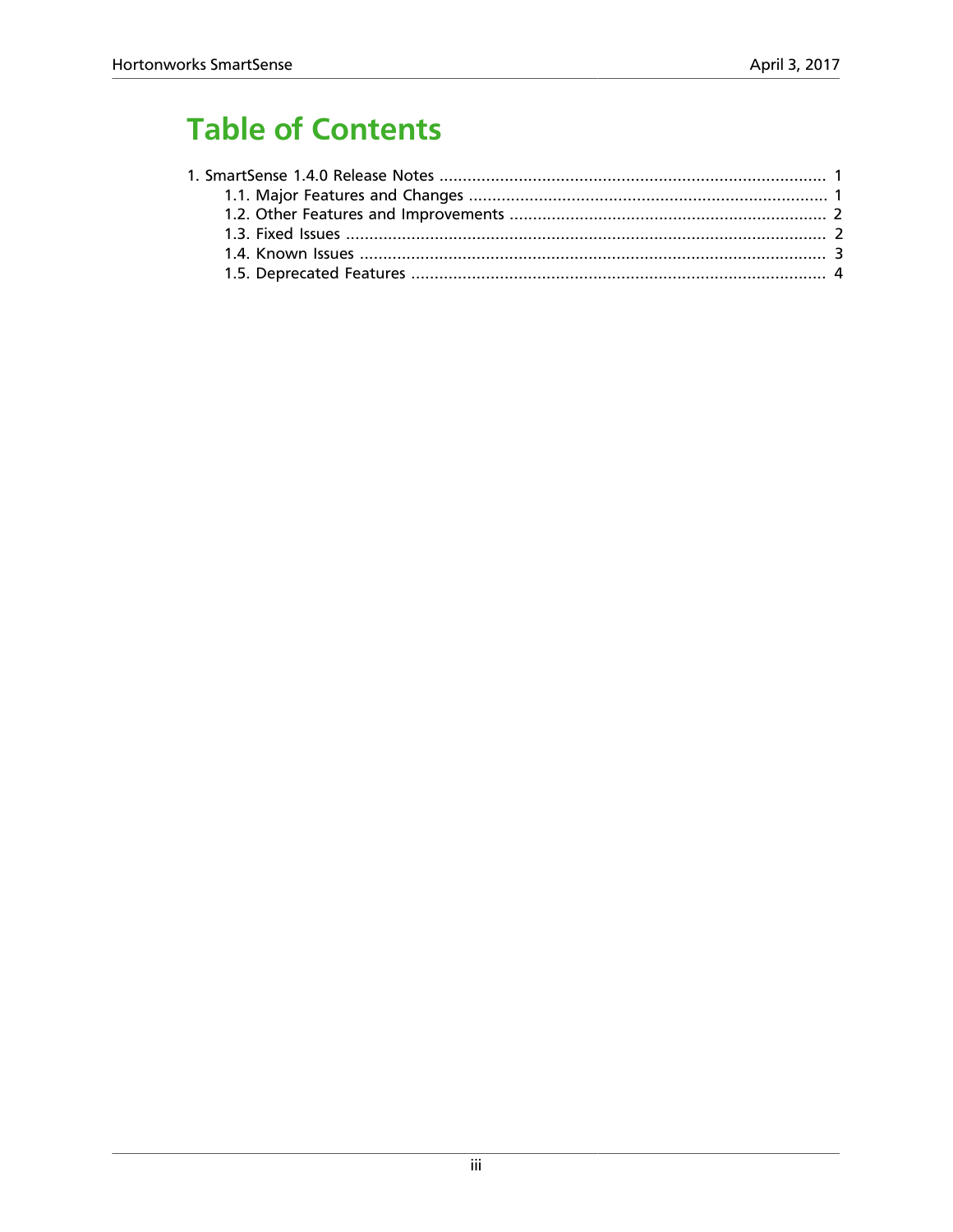# Table of Contents

1. SmartSense 1.4.0 Release Notes ..... 1
    - 1.1. Major Features and Changes ..... 1
    - 1.2. Other Features and Improvements ..... 2
    - 1.3. Fixed Issues ..... 2
    - 1.4. Known Issues ..... 3
    - 1.5. Deprecated Features ..... 4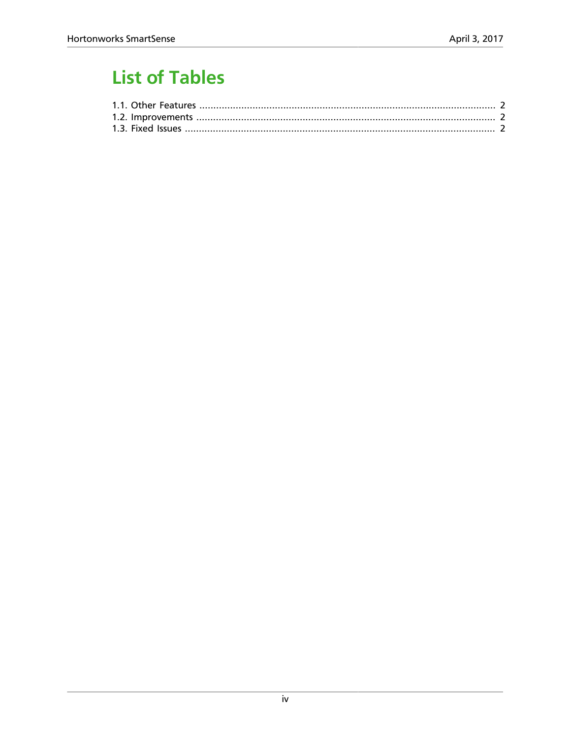# List of Tables

1.1. Other Features ........................................................................................................ 2
1.2. Improvements ........................................................................................................ 2
1.3. Fixed Issues ........................................................................................................... 2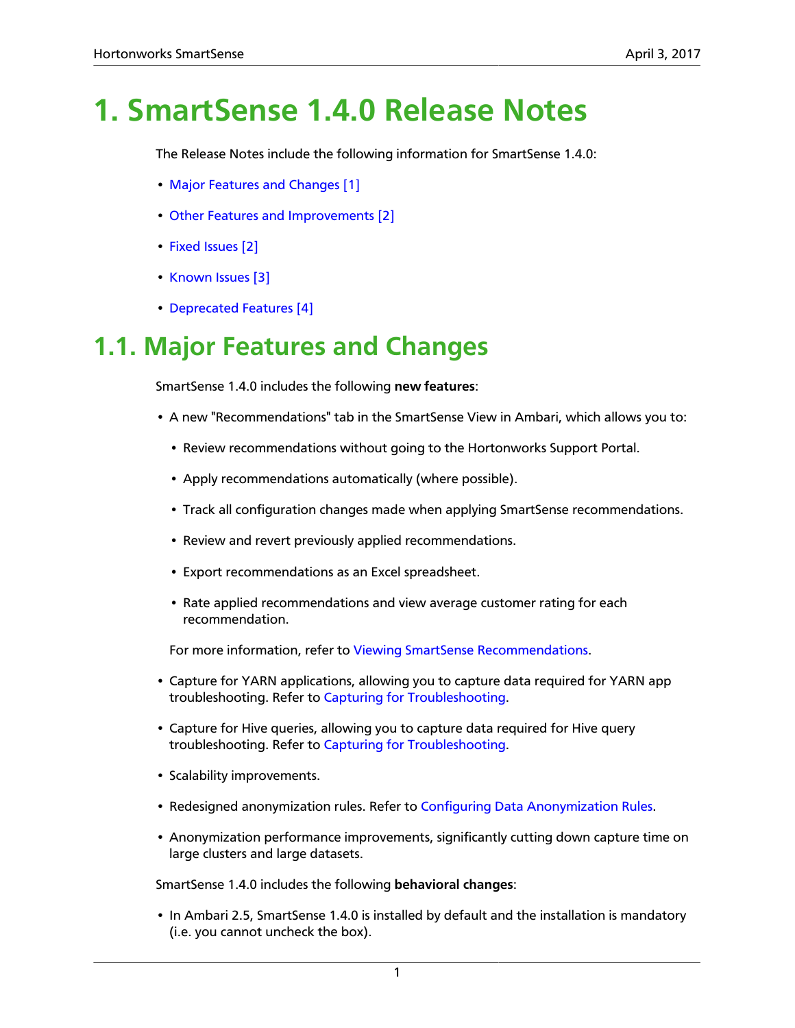# 1. SmartSense 1.4.0 Release Notes

The Release Notes include the following information for SmartSense 1.4.0:

- Major Features and Changes [1]
- Other Features and Improvements [2]
- Fixed Issues [2]
- Known Issues [3]
- Deprecated Features [4]

## 1.1. Major Features and Changes

SmartSense 1.4.0 includes the following **new features**:

- A new "Recommendations" tab in the SmartSense View in Ambari, which allows you to:
  - Review recommendations without going to the Hortonworks Support Portal.
  - Apply recommendations automatically (where possible).
  - Track all configuration changes made when applying SmartSense recommendations.
  - Review and revert previously applied recommendations.
  - Export recommendations as an Excel spreadsheet.
  - Rate applied recommendations and view average customer rating for each recommendation.

  For more information, refer to Viewing SmartSense Recommendations.

- Capture for YARN applications, allowing you to capture data required for YARN app troubleshooting. Refer to Capturing for Troubleshooting.
- Capture for Hive queries, allowing you to capture data required for Hive query troubleshooting. Refer to Capturing for Troubleshooting.
- Scalability improvements.
- Redesigned anonymization rules. Refer to Configuring Data Anonymization Rules.
- Anonymization performance improvements, significantly cutting down capture time on large clusters and large datasets.

SmartSense 1.4.0 includes the following **behavioral changes**:

- In Ambari 2.5, SmartSense 1.4.0 is installed by default and the installation is mandatory (i.e. you cannot uncheck the box).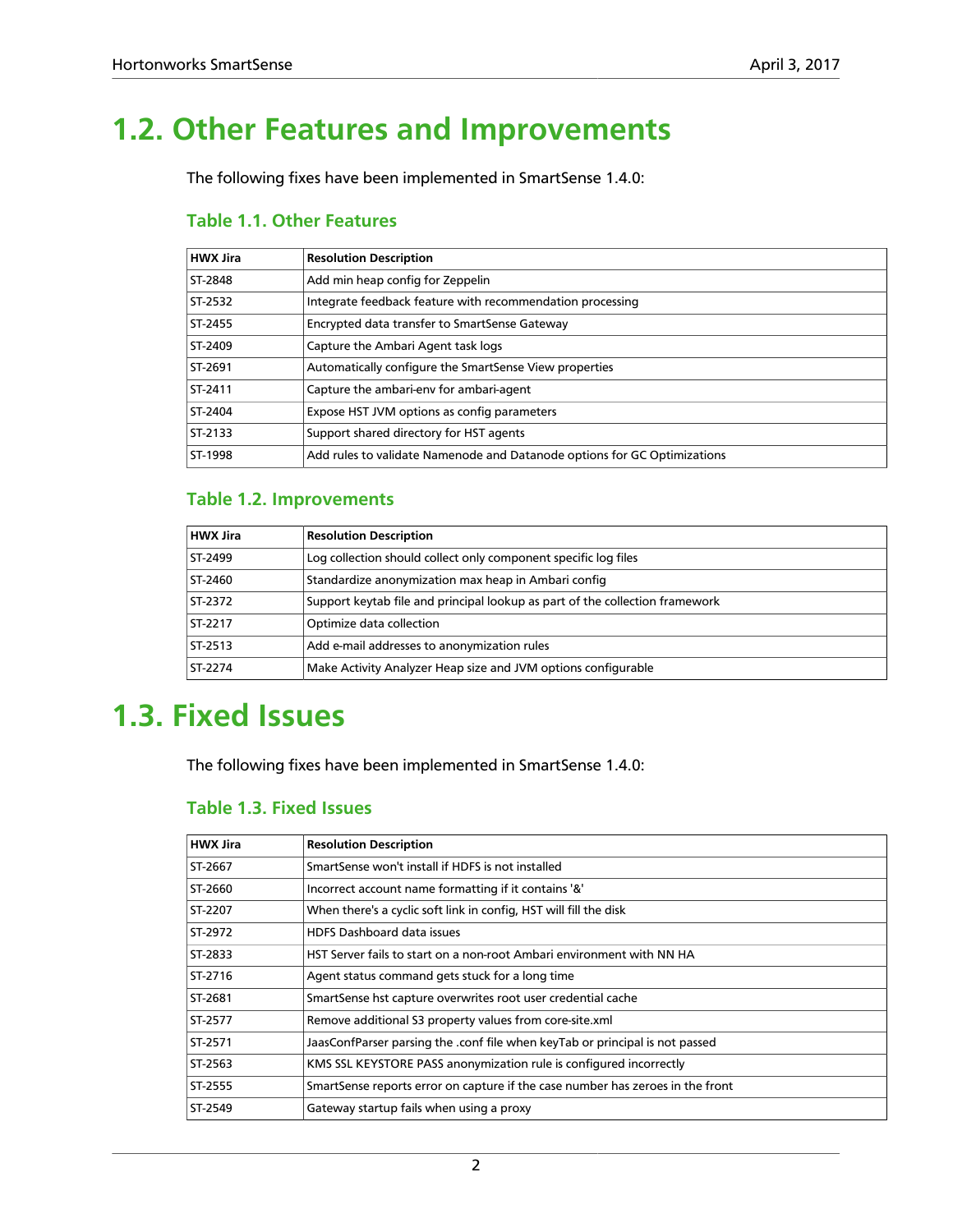## 1.2. Other Features and Improvements

The following fixes have been implemented in SmartSense 1.4.0:

### Table 1.1. Other Features

| HWX Jira | Resolution Description |
|---|---|
| ST-2848 | Add min heap config for Zeppelin |
| ST-2532 | Integrate feedback feature with recommendation processing |
| ST-2455 | Encrypted data transfer to SmartSense Gateway |
| ST-2409 | Capture the Ambari Agent task logs |
| ST-2691 | Automatically configure the SmartSense View properties |
| ST-2411 | Capture the ambari-env for ambari-agent |
| ST-2404 | Expose HST JVM options as config parameters |
| ST-2133 | Support shared directory for HST agents |
| ST-1998 | Add rules to validate Namenode and Datanode options for GC Optimizations |

### Table 1.2. Improvements

| HWX Jira | Resolution Description |
|---|---|
| ST-2499 | Log collection should collect only component specific log files |
| ST-2460 | Standardize anonymization max heap in Ambari config |
| ST-2372 | Support keytab file and principal lookup as part of the collection framework |
| ST-2217 | Optimize data collection |
| ST-2513 | Add e-mail addresses to anonymization rules |
| ST-2274 | Make Activity Analyzer Heap size and JVM options configurable |

## 1.3. Fixed Issues

The following fixes have been implemented in SmartSense 1.4.0:

### Table 1.3. Fixed Issues

| HWX Jira | Resolution Description |
|---|---|
| ST-2667 | SmartSense won't install if HDFS is not installed |
| ST-2660 | Incorrect account name formatting if it contains '&' |
| ST-2207 | When there's a cyclic soft link in config, HST will fill the disk |
| ST-2972 | HDFS Dashboard data issues |
| ST-2833 | HST Server fails to start on a non-root Ambari environment with NN HA |
| ST-2716 | Agent status command gets stuck for a long time |
| ST-2681 | SmartSense hst capture overwrites root user credential cache |
| ST-2577 | Remove additional S3 property values from core-site.xml |
| ST-2571 | JaasConfParser parsing the .conf file when keyTab or principal is not passed |
| ST-2563 | KMS SSL KEYSTORE PASS anonymization rule is configured incorrectly |
| ST-2555 | SmartSense reports error on capture if the case number has zeroes in the front |
| ST-2549 | Gateway startup fails when using a proxy |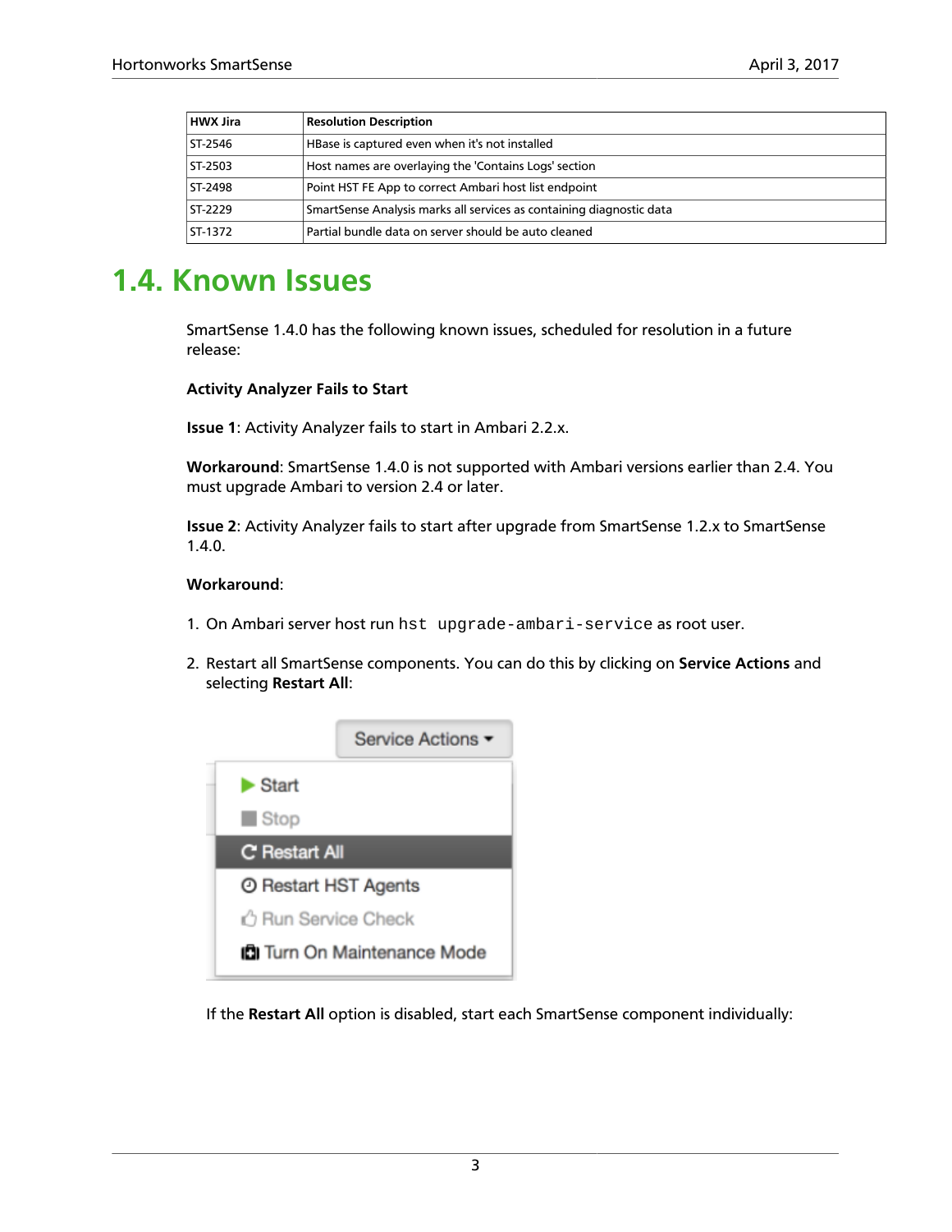| HWX Jira | Resolution Description |
|---|---|
| ST-2546 | HBase is captured even when it's not installed |
| ST-2503 | Host names are overlaying the 'Contains Logs' section |
| ST-2498 | Point HST FE App to correct Ambari host list endpoint |
| ST-2229 | SmartSense Analysis marks all services as containing diagnostic data |
| ST-1372 | Partial bundle data on server should be auto cleaned |

## 1.4. Known Issues

SmartSense 1.4.0 has the following known issues, scheduled for resolution in a future release:

**Activity Analyzer Fails to Start**

**Issue 1**: Activity Analyzer fails to start in Ambari 2.2.x.

**Workaround**: SmartSense 1.4.0 is not supported with Ambari versions earlier than 2.4. You must upgrade Ambari to version 2.4 or later.

**Issue 2**: Activity Analyzer fails to start after upgrade from SmartSense 1.2.x to SmartSense 1.4.0.

**Workaround**:

1. On Ambari server host run `hst upgrade-ambari-service` as root user.
2. Restart all SmartSense components. You can do this by clicking on **Service Actions** and selecting **Restart All**:

   If the **Restart All** option is disabled, start each SmartSense component individually: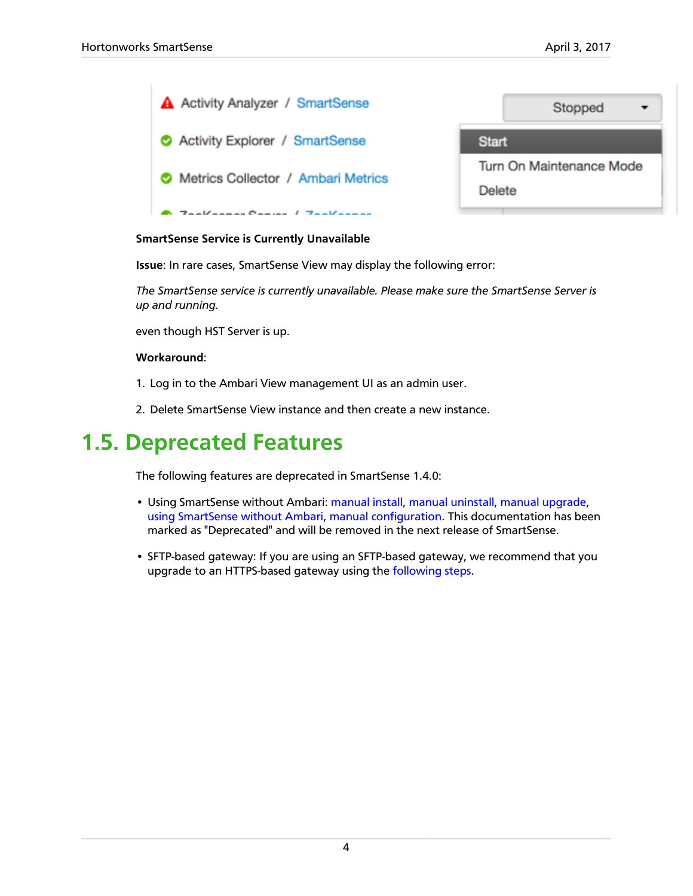**SmartSense Service is Currently Unavailable**

**Issue**: In rare cases, SmartSense View may display the following error:

*The SmartSense service is currently unavailable. Please make sure the SmartSense Server is up and running.*

even though HST Server is up.

**Workaround**:

1. Log in to the Ambari View management UI as an admin user.
2. Delete SmartSense View instance and then create a new instance.

# 1.5. Deprecated Features

The following features are deprecated in SmartSense 1.4.0:

- Using SmartSense without Ambari: manual install, manual uninstall, manual upgrade, using SmartSense without Ambari, manual configuration. This documentation has been marked as "Deprecated" and will be removed in the next release of SmartSense.
- SFTP-based gateway: If you are using an SFTP-based gateway, we recommend that you upgrade to an HTTPS-based gateway using the following steps.